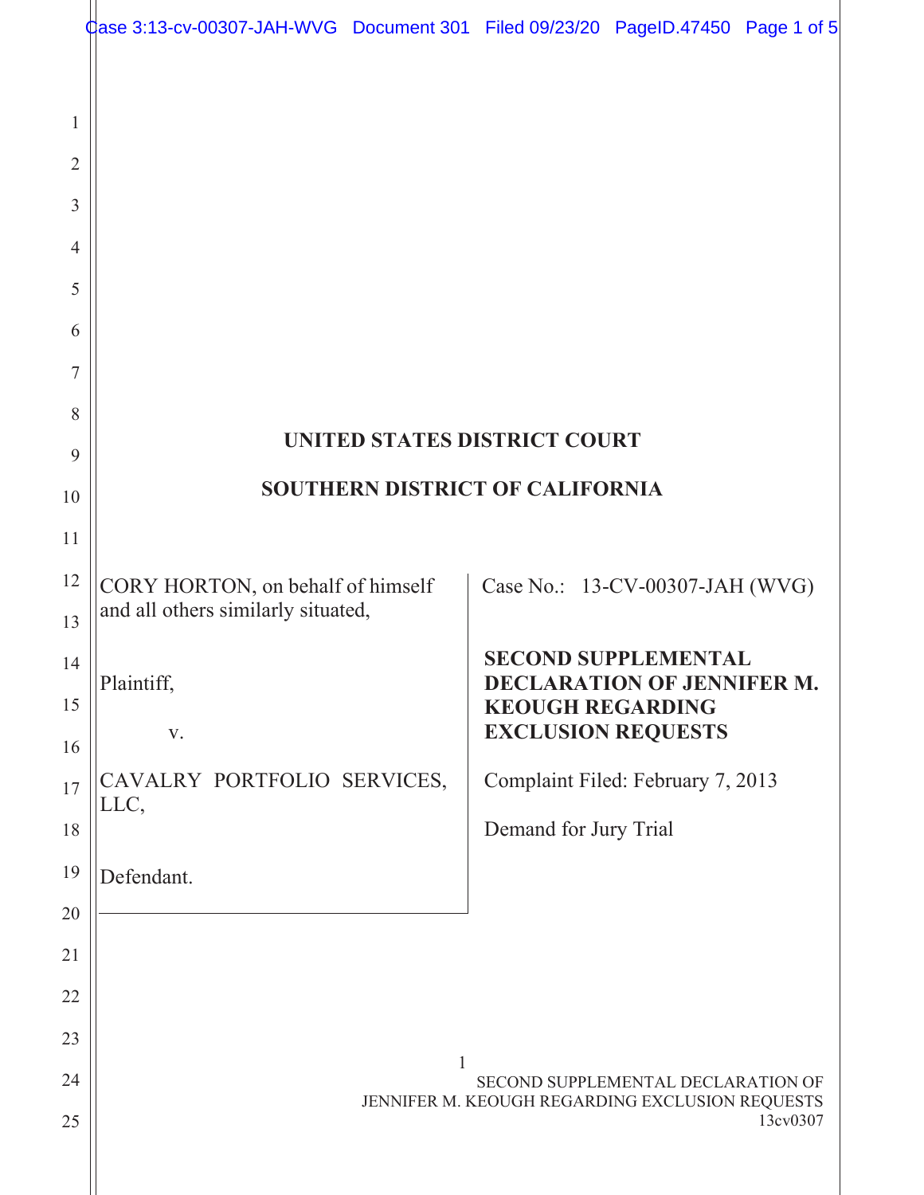# UNITED STATES DISTRICT COURT

# SOUTHERN DISTRICT OF CALIFORNIA

| | |
|---|---|
| CORY HORTON, on behalf of himself and all others similarly situated,<br><br>Plaintiff,<br><br>v.<br><br>CAVALRY PORTFOLIO SERVICES, LLC,<br><br>Defendant. | Case No.: 13-CV-00307-JAH (WVG)<br><br>**SECOND SUPPLEMENTAL DECLARATION OF JENNIFER M. KEOUGH REGARDING EXCLUSION REQUESTS**<br><br>Complaint Filed: February 7, 2013<br><br>Demand for Jury Trial |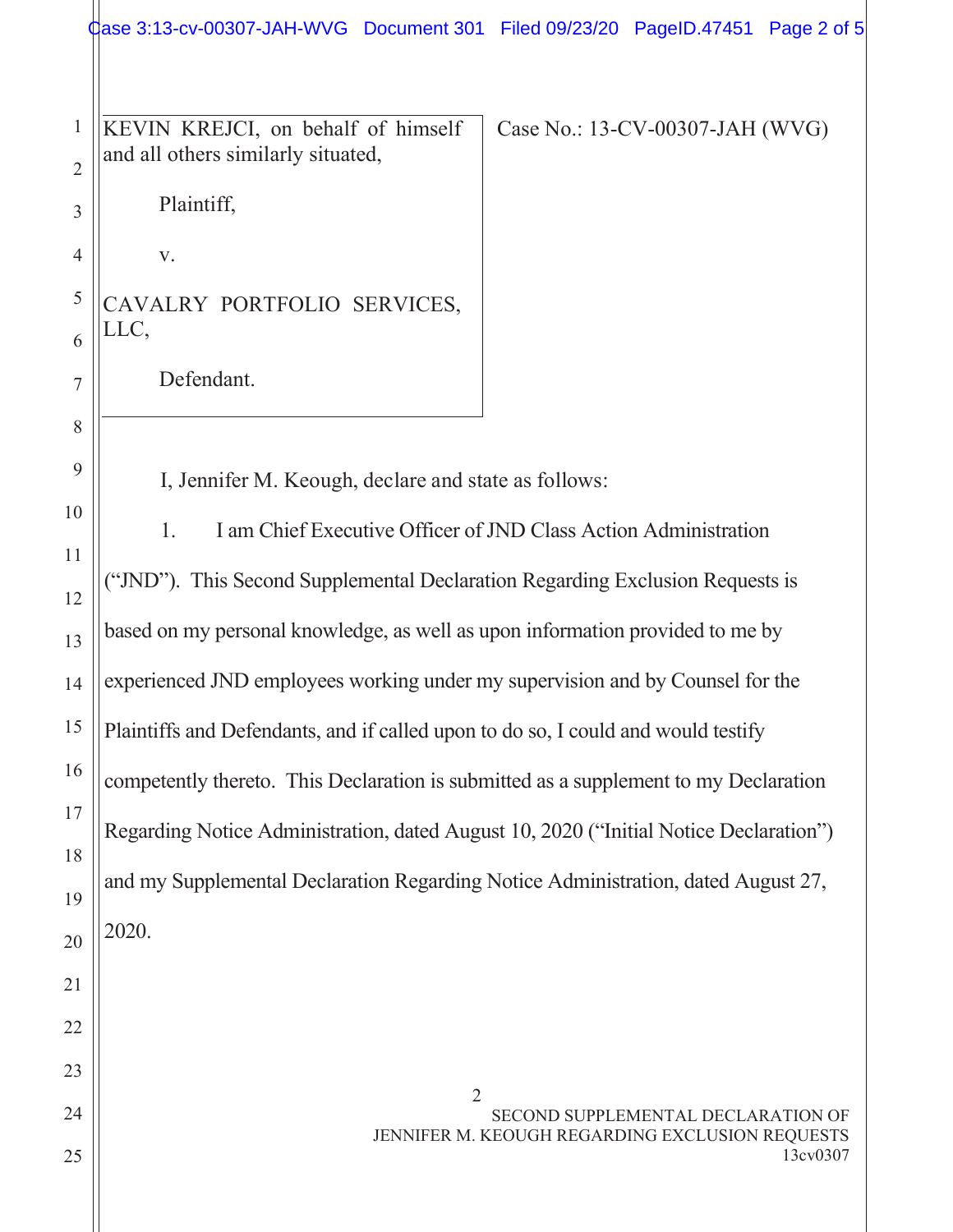KEVIN KREJCI, on behalf of himself and all others similarly situated,

Plaintiff,

v.

CAVALRY PORTFOLIO SERVICES, LLC,

Defendant.

Case No.: 13-CV-00307-JAH (WVG)

I, Jennifer M. Keough, declare and state as follows:

1. I am Chief Executive Officer of JND Class Action Administration ("JND"). This Second Supplemental Declaration Regarding Exclusion Requests is based on my personal knowledge, as well as upon information provided to me by experienced JND employees working under my supervision and by Counsel for the Plaintiffs and Defendants, and if called upon to do so, I could and would testify competently thereto. This Declaration is submitted as a supplement to my Declaration Regarding Notice Administration, dated August 10, 2020 ("Initial Notice Declaration") and my Supplemental Declaration Regarding Notice Administration, dated August 27, 2020.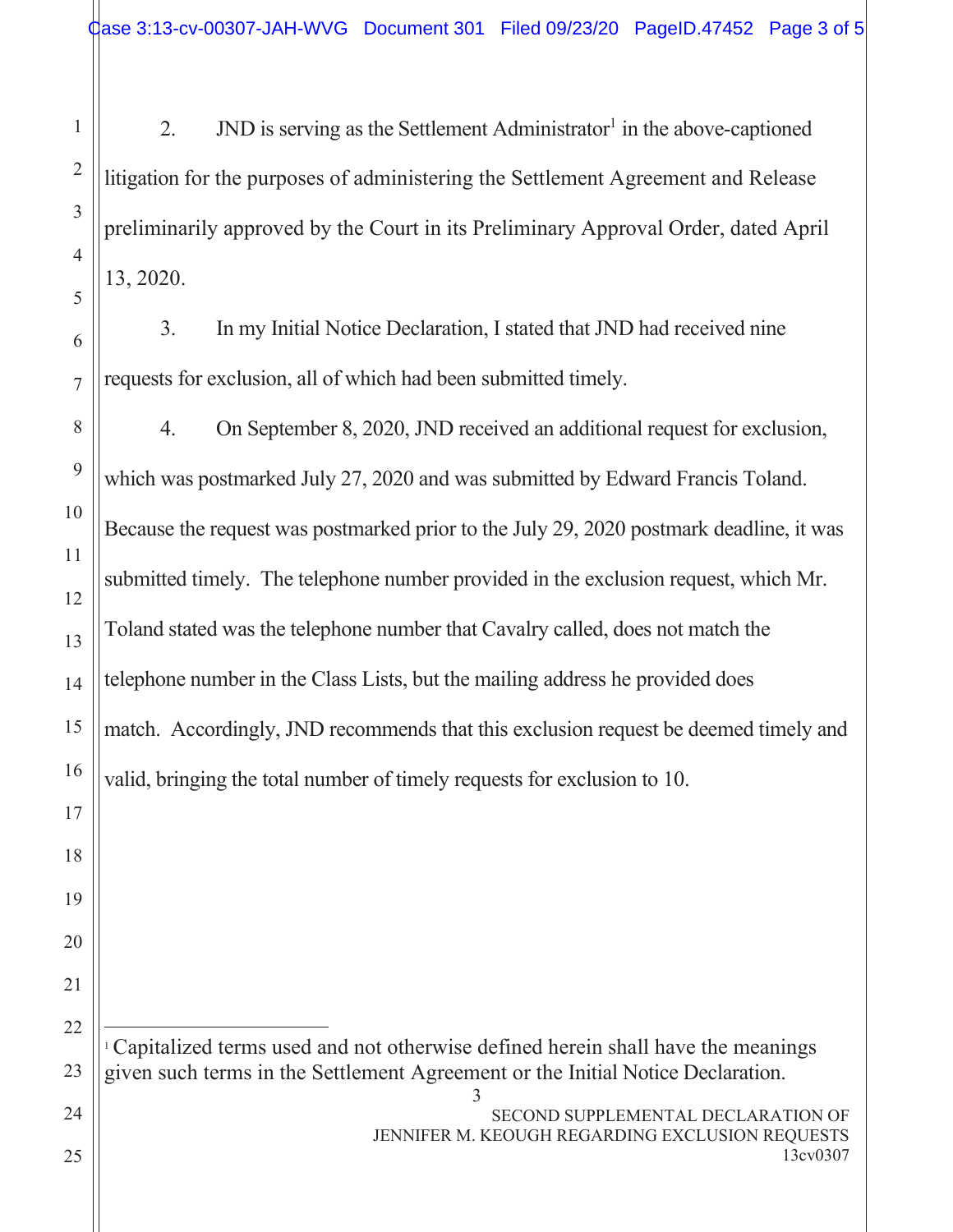2. JND is serving as the Settlement Administrator[1] in the above-captioned litigation for the purposes of administering the Settlement Agreement and Release preliminarily approved by the Court in its Preliminary Approval Order, dated April 13, 2020.

3. In my Initial Notice Declaration, I stated that JND had received nine requests for exclusion, all of which had been submitted timely.

4. On September 8, 2020, JND received an additional request for exclusion, which was postmarked July 27, 2020 and was submitted by Edward Francis Toland. Because the request was postmarked prior to the July 29, 2020 postmark deadline, it was submitted timely. The telephone number provided in the exclusion request, which Mr. Toland stated was the telephone number that Cavalry called, does not match the telephone number in the Class Lists, but the mailing address he provided does match. Accordingly, JND recommends that this exclusion request be deemed timely and valid, bringing the total number of timely requests for exclusion to 10.

[1] Capitalized terms used and not otherwise defined herein shall have the meanings given such terms in the Settlement Agreement or the Initial Notice Declaration.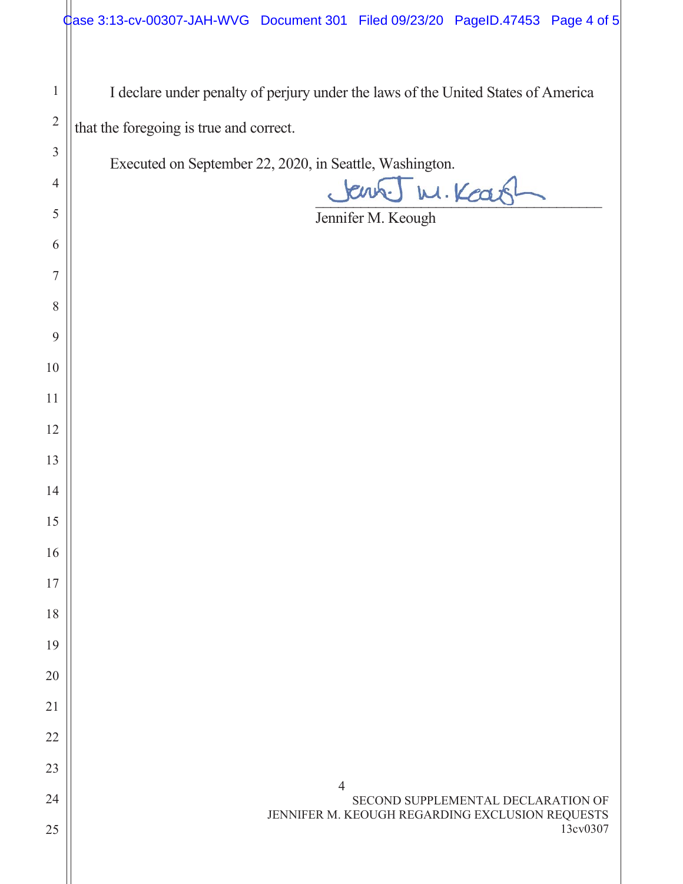I declare under penalty of perjury under the laws of the United States of America that the foregoing is true and correct.

Executed on September 22, 2020, in Seattle, Washington.

Jennifer M. Keough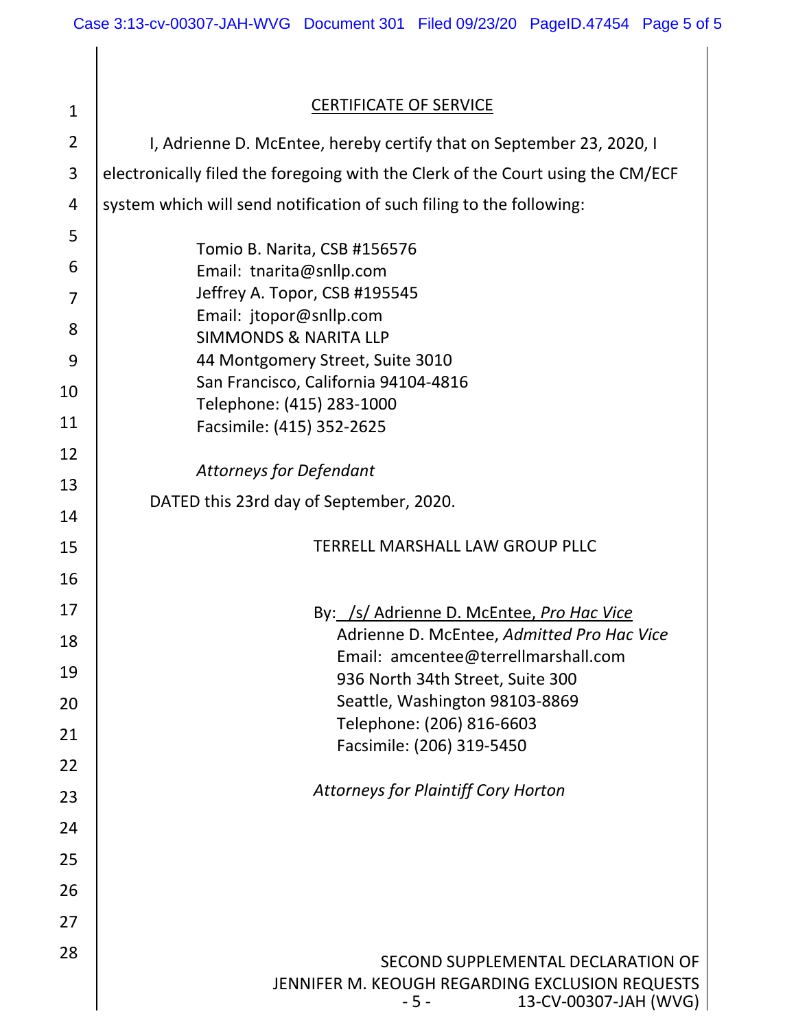## CERTIFICATE OF SERVICE

I, Adrienne D. McEntee, hereby certify that on September 23, 2020, I electronically filed the foregoing with the Clerk of the Court using the CM/ECF system which will send notification of such filing to the following:

Tomio B. Narita, CSB #156576
Email: tnarita@snllp.com
Jeffrey A. Topor, CSB #195545
Email: jtopor@snllp.com
SIMMONDS & NARITA LLP
44 Montgomery Street, Suite 3010
San Francisco, California 94104-4816
Telephone: (415) 283-1000
Facsimile: (415) 352-2625

*Attorneys for Defendant*

DATED this 23rd day of September, 2020.

TERRELL MARSHALL LAW GROUP PLLC

By: /s/ Adrienne D. McEntee, *Pro Hac Vice*
Adrienne D. McEntee, *Admitted Pro Hac Vice*
Email: amcentee@terrellmarshall.com
936 North 34th Street, Suite 300
Seattle, Washington 98103-8869
Telephone: (206) 816-6603
Facsimile: (206) 319-5450

*Attorneys for Plaintiff Cory Horton*